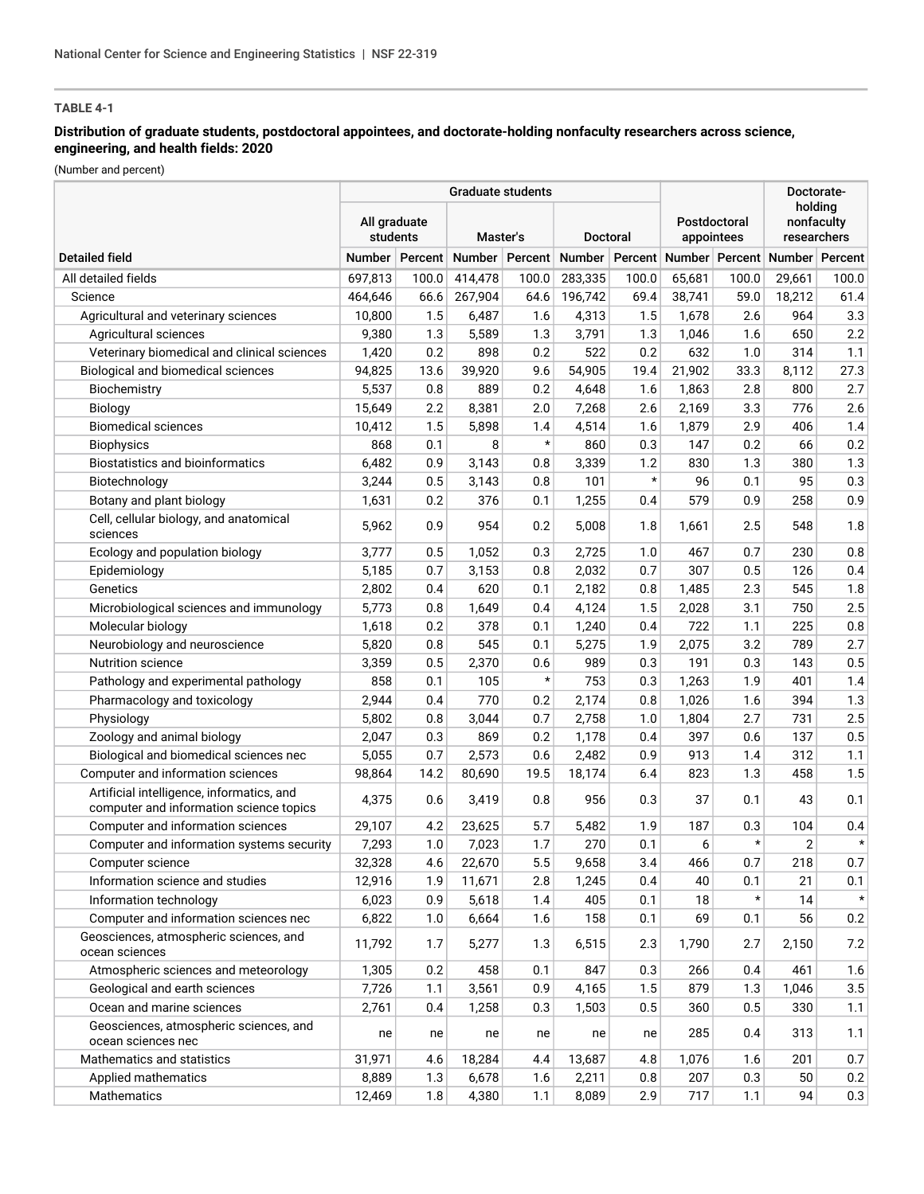**TABLE 4-1**

**Distribution of graduate students, postdoctoral appointees, and doctorate-holding nonfaculty researchers across science, engineering, and health fields: 2020**

(Number and percent)

| Detailed field | Graduate students | | | | | | Postdoctoral appointees | | Doctorate-holding nonfaculty researchers | |
|---|---|---|---|---|---|---|---|---|---|---|
| | All graduate students | | Master's | | Doctoral | | | | | |
| | Number | Percent | Number | Percent | Number | Percent | Number | Percent | Number | Percent |
| All detailed fields | 697,813 | 100.0 | 414,478 | 100.0 | 283,335 | 100.0 | 65,681 | 100.0 | 29,661 | 100.0 |
| Science | 464,646 | 66.6 | 267,904 | 64.6 | 196,742 | 69.4 | 38,741 | 59.0 | 18,212 | 61.4 |
| Agricultural and veterinary sciences | 10,800 | 1.5 | 6,487 | 1.6 | 4,313 | 1.5 | 1,678 | 2.6 | 964 | 3.3 |
| Agricultural sciences | 9,380 | 1.3 | 5,589 | 1.3 | 3,791 | 1.3 | 1,046 | 1.6 | 650 | 2.2 |
| Veterinary biomedical and clinical sciences | 1,420 | 0.2 | 898 | 0.2 | 522 | 0.2 | 632 | 1.0 | 314 | 1.1 |
| Biological and biomedical sciences | 94,825 | 13.6 | 39,920 | 9.6 | 54,905 | 19.4 | 21,902 | 33.3 | 8,112 | 27.3 |
| Biochemistry | 5,537 | 0.8 | 889 | 0.2 | 4,648 | 1.6 | 1,863 | 2.8 | 800 | 2.7 |
| Biology | 15,649 | 2.2 | 8,381 | 2.0 | 7,268 | 2.6 | 2,169 | 3.3 | 776 | 2.6 |
| Biomedical sciences | 10,412 | 1.5 | 5,898 | 1.4 | 4,514 | 1.6 | 1,879 | 2.9 | 406 | 1.4 |
| Biophysics | 868 | 0.1 | 8 | * | 860 | 0.3 | 147 | 0.2 | 66 | 0.2 |
| Biostatistics and bioinformatics | 6,482 | 0.9 | 3,143 | 0.8 | 3,339 | 1.2 | 830 | 1.3 | 380 | 1.3 |
| Biotechnology | 3,244 | 0.5 | 3,143 | 0.8 | 101 | * | 96 | 0.1 | 95 | 0.3 |
| Botany and plant biology | 1,631 | 0.2 | 376 | 0.1 | 1,255 | 0.4 | 579 | 0.9 | 258 | 0.9 |
| Cell, cellular biology, and anatomical sciences | 5,962 | 0.9 | 954 | 0.2 | 5,008 | 1.8 | 1,661 | 2.5 | 548 | 1.8 |
| Ecology and population biology | 3,777 | 0.5 | 1,052 | 0.3 | 2,725 | 1.0 | 467 | 0.7 | 230 | 0.8 |
| Epidemiology | 5,185 | 0.7 | 3,153 | 0.8 | 2,032 | 0.7 | 307 | 0.5 | 126 | 0.4 |
| Genetics | 2,802 | 0.4 | 620 | 0.1 | 2,182 | 0.8 | 1,485 | 2.3 | 545 | 1.8 |
| Microbiological sciences and immunology | 5,773 | 0.8 | 1,649 | 0.4 | 4,124 | 1.5 | 2,028 | 3.1 | 750 | 2.5 |
| Molecular biology | 1,618 | 0.2 | 378 | 0.1 | 1,240 | 0.4 | 722 | 1.1 | 225 | 0.8 |
| Neurobiology and neuroscience | 5,820 | 0.8 | 545 | 0.1 | 5,275 | 1.9 | 2,075 | 3.2 | 789 | 2.7 |
| Nutrition science | 3,359 | 0.5 | 2,370 | 0.6 | 989 | 0.3 | 191 | 0.3 | 143 | 0.5 |
| Pathology and experimental pathology | 858 | 0.1 | 105 | * | 753 | 0.3 | 1,263 | 1.9 | 401 | 1.4 |
| Pharmacology and toxicology | 2,944 | 0.4 | 770 | 0.2 | 2,174 | 0.8 | 1,026 | 1.6 | 394 | 1.3 |
| Physiology | 5,802 | 0.8 | 3,044 | 0.7 | 2,758 | 1.0 | 1,804 | 2.7 | 731 | 2.5 |
| Zoology and animal biology | 2,047 | 0.3 | 869 | 0.2 | 1,178 | 0.4 | 397 | 0.6 | 137 | 0.5 |
| Biological and biomedical sciences nec | 5,055 | 0.7 | 2,573 | 0.6 | 2,482 | 0.9 | 913 | 1.4 | 312 | 1.1 |
| Computer and information sciences | 98,864 | 14.2 | 80,690 | 19.5 | 18,174 | 6.4 | 823 | 1.3 | 458 | 1.5 |
| Artificial intelligence, informatics, and computer and information science topics | 4,375 | 0.6 | 3,419 | 0.8 | 956 | 0.3 | 37 | 0.1 | 43 | 0.1 |
| Computer and information sciences | 29,107 | 4.2 | 23,625 | 5.7 | 5,482 | 1.9 | 187 | 0.3 | 104 | 0.4 |
| Computer and information systems security | 7,293 | 1.0 | 7,023 | 1.7 | 270 | 0.1 | 6 | * | 2 | * |
| Computer science | 32,328 | 4.6 | 22,670 | 5.5 | 9,658 | 3.4 | 466 | 0.7 | 218 | 0.7 |
| Information science and studies | 12,916 | 1.9 | 11,671 | 2.8 | 1,245 | 0.4 | 40 | 0.1 | 21 | 0.1 |
| Information technology | 6,023 | 0.9 | 5,618 | 1.4 | 405 | 0.1 | 18 | * | 14 | * |
| Computer and information sciences nec | 6,822 | 1.0 | 6,664 | 1.6 | 158 | 0.1 | 69 | 0.1 | 56 | 0.2 |
| Geosciences, atmospheric sciences, and ocean sciences | 11,792 | 1.7 | 5,277 | 1.3 | 6,515 | 2.3 | 1,790 | 2.7 | 2,150 | 7.2 |
| Atmospheric sciences and meteorology | 1,305 | 0.2 | 458 | 0.1 | 847 | 0.3 | 266 | 0.4 | 461 | 1.6 |
| Geological and earth sciences | 7,726 | 1.1 | 3,561 | 0.9 | 4,165 | 1.5 | 879 | 1.3 | 1,046 | 3.5 |
| Ocean and marine sciences | 2,761 | 0.4 | 1,258 | 0.3 | 1,503 | 0.5 | 360 | 0.5 | 330 | 1.1 |
| Geosciences, atmospheric sciences, and ocean sciences nec | ne | ne | ne | ne | ne | ne | 285 | 0.4 | 313 | 1.1 |
| Mathematics and statistics | 31,971 | 4.6 | 18,284 | 4.4 | 13,687 | 4.8 | 1,076 | 1.6 | 201 | 0.7 |
| Applied mathematics | 8,889 | 1.3 | 6,678 | 1.6 | 2,211 | 0.8 | 207 | 0.3 | 50 | 0.2 |
| Mathematics | 12,469 | 1.8 | 4,380 | 1.1 | 8,089 | 2.9 | 717 | 1.1 | 94 | 0.3 |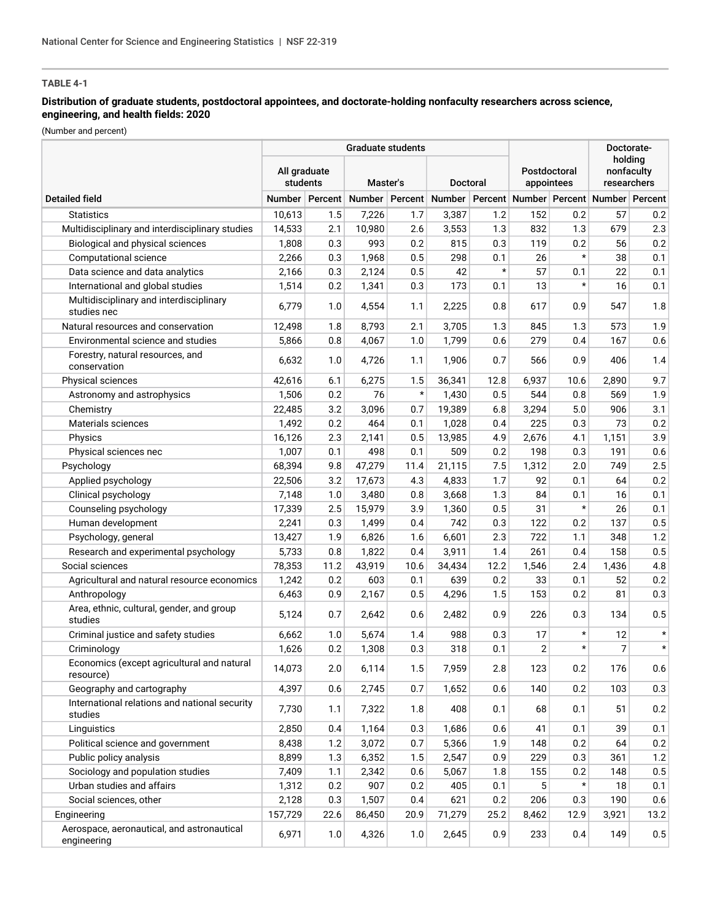**TABLE 4-1**

**Distribution of graduate students, postdoctoral appointees, and doctorate-holding nonfaculty researchers across science, engineering, and health fields: 2020**

(Number and percent)

| Detailed field | Graduate students | | | | | | Postdoctoral appointees | | Doctorate-holding nonfaculty researchers | |
|---|---|---|---|---|---|---|---|---|---|---|
| | All graduate students | | Master's | | Doctoral | | | | | |
| | Number | Percent | Number | Percent | Number | Percent | Number | Percent | Number | Percent |
| Statistics | 10,613 | 1.5 | 7,226 | 1.7 | 3,387 | 1.2 | 152 | 0.2 | 57 | 0.2 |
| Multidisciplinary and interdisciplinary studies | 14,533 | 2.1 | 10,980 | 2.6 | 3,553 | 1.3 | 832 | 1.3 | 679 | 2.3 |
| Biological and physical sciences | 1,808 | 0.3 | 993 | 0.2 | 815 | 0.3 | 119 | 0.2 | 56 | 0.2 |
| Computational science | 2,266 | 0.3 | 1,968 | 0.5 | 298 | 0.1 | 26 | * | 38 | 0.1 |
| Data science and data analytics | 2,166 | 0.3 | 2,124 | 0.5 | 42 | * | 57 | 0.1 | 22 | 0.1 |
| International and global studies | 1,514 | 0.2 | 1,341 | 0.3 | 173 | 0.1 | 13 | * | 16 | 0.1 |
| Multidisciplinary and interdisciplinary studies nec | 6,779 | 1.0 | 4,554 | 1.1 | 2,225 | 0.8 | 617 | 0.9 | 547 | 1.8 |
| Natural resources and conservation | 12,498 | 1.8 | 8,793 | 2.1 | 3,705 | 1.3 | 845 | 1.3 | 573 | 1.9 |
| Environmental science and studies | 5,866 | 0.8 | 4,067 | 1.0 | 1,799 | 0.6 | 279 | 0.4 | 167 | 0.6 |
| Forestry, natural resources, and conservation | 6,632 | 1.0 | 4,726 | 1.1 | 1,906 | 0.7 | 566 | 0.9 | 406 | 1.4 |
| Physical sciences | 42,616 | 6.1 | 6,275 | 1.5 | 36,341 | 12.8 | 6,937 | 10.6 | 2,890 | 9.7 |
| Astronomy and astrophysics | 1,506 | 0.2 | 76 | * | 1,430 | 0.5 | 544 | 0.8 | 569 | 1.9 |
| Chemistry | 22,485 | 3.2 | 3,096 | 0.7 | 19,389 | 6.8 | 3,294 | 5.0 | 906 | 3.1 |
| Materials sciences | 1,492 | 0.2 | 464 | 0.1 | 1,028 | 0.4 | 225 | 0.3 | 73 | 0.2 |
| Physics | 16,126 | 2.3 | 2,141 | 0.5 | 13,985 | 4.9 | 2,676 | 4.1 | 1,151 | 3.9 |
| Physical sciences nec | 1,007 | 0.1 | 498 | 0.1 | 509 | 0.2 | 198 | 0.3 | 191 | 0.6 |
| Psychology | 68,394 | 9.8 | 47,279 | 11.4 | 21,115 | 7.5 | 1,312 | 2.0 | 749 | 2.5 |
| Applied psychology | 22,506 | 3.2 | 17,673 | 4.3 | 4,833 | 1.7 | 92 | 0.1 | 64 | 0.2 |
| Clinical psychology | 7,148 | 1.0 | 3,480 | 0.8 | 3,668 | 1.3 | 84 | 0.1 | 16 | 0.1 |
| Counseling psychology | 17,339 | 2.5 | 15,979 | 3.9 | 1,360 | 0.5 | 31 | * | 26 | 0.1 |
| Human development | 2,241 | 0.3 | 1,499 | 0.4 | 742 | 0.3 | 122 | 0.2 | 137 | 0.5 |
| Psychology, general | 13,427 | 1.9 | 6,826 | 1.6 | 6,601 | 2.3 | 722 | 1.1 | 348 | 1.2 |
| Research and experimental psychology | 5,733 | 0.8 | 1,822 | 0.4 | 3,911 | 1.4 | 261 | 0.4 | 158 | 0.5 |
| Social sciences | 78,353 | 11.2 | 43,919 | 10.6 | 34,434 | 12.2 | 1,546 | 2.4 | 1,436 | 4.8 |
| Agricultural and natural resource economics | 1,242 | 0.2 | 603 | 0.1 | 639 | 0.2 | 33 | 0.1 | 52 | 0.2 |
| Anthropology | 6,463 | 0.9 | 2,167 | 0.5 | 4,296 | 1.5 | 153 | 0.2 | 81 | 0.3 |
| Area, ethnic, cultural, gender, and group studies | 5,124 | 0.7 | 2,642 | 0.6 | 2,482 | 0.9 | 226 | 0.3 | 134 | 0.5 |
| Criminal justice and safety studies | 6,662 | 1.0 | 5,674 | 1.4 | 988 | 0.3 | 17 | * | 12 | * |
| Criminology | 1,626 | 0.2 | 1,308 | 0.3 | 318 | 0.1 | 2 | * | 7 | * |
| Economics (except agricultural and natural resource) | 14,073 | 2.0 | 6,114 | 1.5 | 7,959 | 2.8 | 123 | 0.2 | 176 | 0.6 |
| Geography and cartography | 4,397 | 0.6 | 2,745 | 0.7 | 1,652 | 0.6 | 140 | 0.2 | 103 | 0.3 |
| International relations and national security studies | 7,730 | 1.1 | 7,322 | 1.8 | 408 | 0.1 | 68 | 0.1 | 51 | 0.2 |
| Linguistics | 2,850 | 0.4 | 1,164 | 0.3 | 1,686 | 0.6 | 41 | 0.1 | 39 | 0.1 |
| Political science and government | 8,438 | 1.2 | 3,072 | 0.7 | 5,366 | 1.9 | 148 | 0.2 | 64 | 0.2 |
| Public policy analysis | 8,899 | 1.3 | 6,352 | 1.5 | 2,547 | 0.9 | 229 | 0.3 | 361 | 1.2 |
| Sociology and population studies | 7,409 | 1.1 | 2,342 | 0.6 | 5,067 | 1.8 | 155 | 0.2 | 148 | 0.5 |
| Urban studies and affairs | 1,312 | 0.2 | 907 | 0.2 | 405 | 0.1 | 5 | * | 18 | 0.1 |
| Social sciences, other | 2,128 | 0.3 | 1,507 | 0.4 | 621 | 0.2 | 206 | 0.3 | 190 | 0.6 |
| Engineering | 157,729 | 22.6 | 86,450 | 20.9 | 71,279 | 25.2 | 8,462 | 12.9 | 3,921 | 13.2 |
| Aerospace, aeronautical, and astronautical engineering | 6,971 | 1.0 | 4,326 | 1.0 | 2,645 | 0.9 | 233 | 0.4 | 149 | 0.5 |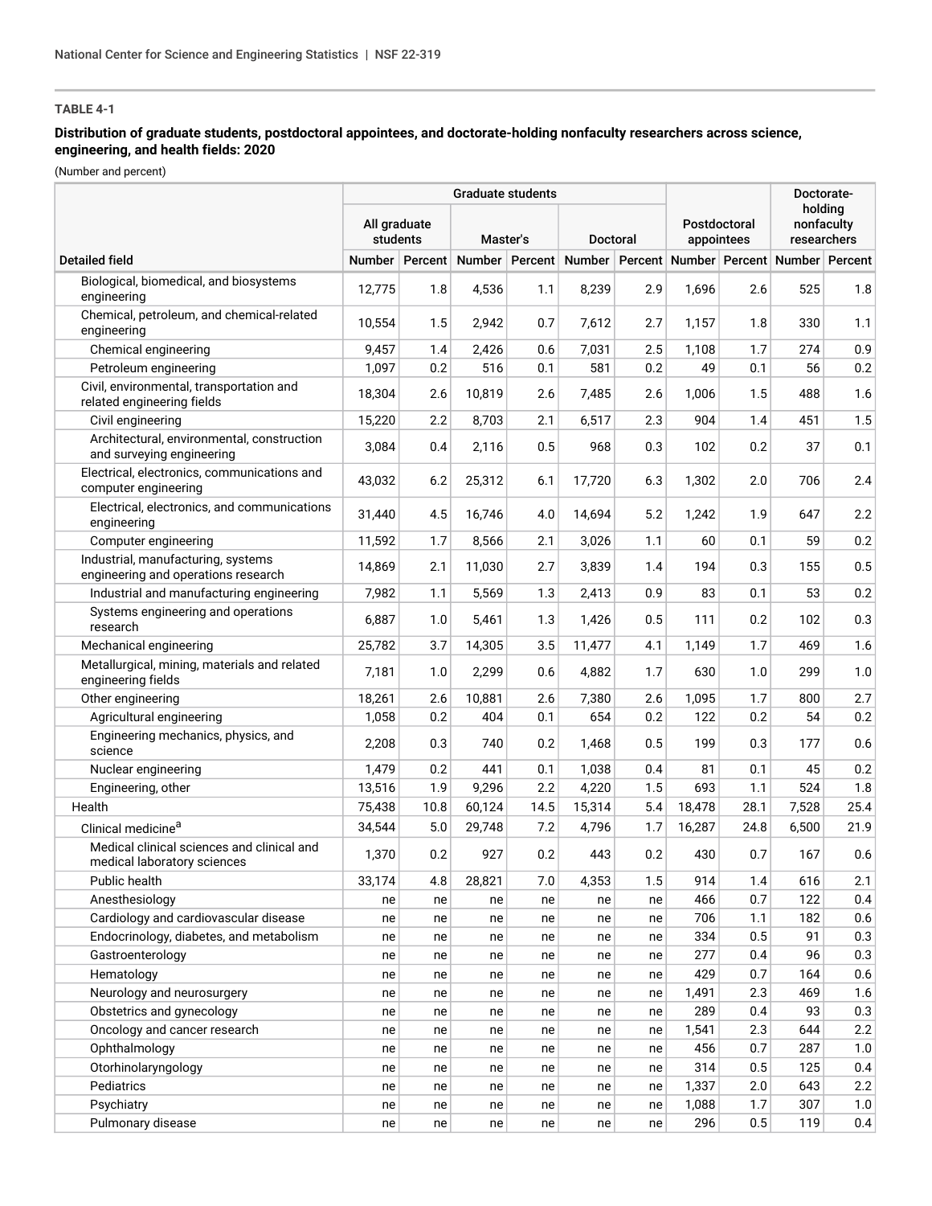**TABLE 4-1**

**Distribution of graduate students, postdoctoral appointees, and doctorate-holding nonfaculty researchers across science, engineering, and health fields: 2020**

(Number and percent)

| Detailed field | Graduate students | | | | | | Postdoctoral appointees | | Doctorate-holding nonfaculty researchers | |
|---|---|---|---|---|---|---|---|---|---|---|
| | All graduate students | | Master's | | Doctoral | | | | | |
| | Number | Percent | Number | Percent | Number | Percent | Number | Percent | Number | Percent |
| Biological, biomedical, and biosystems engineering | 12,775 | 1.8 | 4,536 | 1.1 | 8,239 | 2.9 | 1,696 | 2.6 | 525 | 1.8 |
| Chemical, petroleum, and chemical-related engineering | 10,554 | 1.5 | 2,942 | 0.7 | 7,612 | 2.7 | 1,157 | 1.8 | 330 | 1.1 |
| Chemical engineering | 9,457 | 1.4 | 2,426 | 0.6 | 7,031 | 2.5 | 1,108 | 1.7 | 274 | 0.9 |
| Petroleum engineering | 1,097 | 0.2 | 516 | 0.1 | 581 | 0.2 | 49 | 0.1 | 56 | 0.2 |
| Civil, environmental, transportation and related engineering fields | 18,304 | 2.6 | 10,819 | 2.6 | 7,485 | 2.6 | 1,006 | 1.5 | 488 | 1.6 |
| Civil engineering | 15,220 | 2.2 | 8,703 | 2.1 | 6,517 | 2.3 | 904 | 1.4 | 451 | 1.5 |
| Architectural, environmental, construction and surveying engineering | 3,084 | 0.4 | 2,116 | 0.5 | 968 | 0.3 | 102 | 0.2 | 37 | 0.1 |
| Electrical, electronics, communications and computer engineering | 43,032 | 6.2 | 25,312 | 6.1 | 17,720 | 6.3 | 1,302 | 2.0 | 706 | 2.4 |
| Electrical, electronics, and communications engineering | 31,440 | 4.5 | 16,746 | 4.0 | 14,694 | 5.2 | 1,242 | 1.9 | 647 | 2.2 |
| Computer engineering | 11,592 | 1.7 | 8,566 | 2.1 | 3,026 | 1.1 | 60 | 0.1 | 59 | 0.2 |
| Industrial, manufacturing, systems engineering and operations research | 14,869 | 2.1 | 11,030 | 2.7 | 3,839 | 1.4 | 194 | 0.3 | 155 | 0.5 |
| Industrial and manufacturing engineering | 7,982 | 1.1 | 5,569 | 1.3 | 2,413 | 0.9 | 83 | 0.1 | 53 | 0.2 |
| Systems engineering and operations research | 6,887 | 1.0 | 5,461 | 1.3 | 1,426 | 0.5 | 111 | 0.2 | 102 | 0.3 |
| Mechanical engineering | 25,782 | 3.7 | 14,305 | 3.5 | 11,477 | 4.1 | 1,149 | 1.7 | 469 | 1.6 |
| Metallurgical, mining, materials and related engineering fields | 7,181 | 1.0 | 2,299 | 0.6 | 4,882 | 1.7 | 630 | 1.0 | 299 | 1.0 |
| Other engineering | 18,261 | 2.6 | 10,881 | 2.6 | 7,380 | 2.6 | 1,095 | 1.7 | 800 | 2.7 |
| Agricultural engineering | 1,058 | 0.2 | 404 | 0.1 | 654 | 0.2 | 122 | 0.2 | 54 | 0.2 |
| Engineering mechanics, physics, and science | 2,208 | 0.3 | 740 | 0.2 | 1,468 | 0.5 | 199 | 0.3 | 177 | 0.6 |
| Nuclear engineering | 1,479 | 0.2 | 441 | 0.1 | 1,038 | 0.4 | 81 | 0.1 | 45 | 0.2 |
| Engineering, other | 13,516 | 1.9 | 9,296 | 2.2 | 4,220 | 1.5 | 693 | 1.1 | 524 | 1.8 |
| Health | 75,438 | 10.8 | 60,124 | 14.5 | 15,314 | 5.4 | 18,478 | 28.1 | 7,528 | 25.4 |
| Clinical medicine[a] | 34,544 | 5.0 | 29,748 | 7.2 | 4,796 | 1.7 | 16,287 | 24.8 | 6,500 | 21.9 |
| Medical clinical sciences and clinical and medical laboratory sciences | 1,370 | 0.2 | 927 | 0.2 | 443 | 0.2 | 430 | 0.7 | 167 | 0.6 |
| Public health | 33,174 | 4.8 | 28,821 | 7.0 | 4,353 | 1.5 | 914 | 1.4 | 616 | 2.1 |
| Anesthesiology | ne | ne | ne | ne | ne | ne | 466 | 0.7 | 122 | 0.4 |
| Cardiology and cardiovascular disease | ne | ne | ne | ne | ne | ne | 706 | 1.1 | 182 | 0.6 |
| Endocrinology, diabetes, and metabolism | ne | ne | ne | ne | ne | ne | 334 | 0.5 | 91 | 0.3 |
| Gastroenterology | ne | ne | ne | ne | ne | ne | 277 | 0.4 | 96 | 0.3 |
| Hematology | ne | ne | ne | ne | ne | ne | 429 | 0.7 | 164 | 0.6 |
| Neurology and neurosurgery | ne | ne | ne | ne | ne | ne | 1,491 | 2.3 | 469 | 1.6 |
| Obstetrics and gynecology | ne | ne | ne | ne | ne | ne | 289 | 0.4 | 93 | 0.3 |
| Oncology and cancer research | ne | ne | ne | ne | ne | ne | 1,541 | 2.3 | 644 | 2.2 |
| Ophthalmology | ne | ne | ne | ne | ne | ne | 456 | 0.7 | 287 | 1.0 |
| Otorhinolaryngology | ne | ne | ne | ne | ne | ne | 314 | 0.5 | 125 | 0.4 |
| Pediatrics | ne | ne | ne | ne | ne | ne | 1,337 | 2.0 | 643 | 2.2 |
| Psychiatry | ne | ne | ne | ne | ne | ne | 1,088 | 1.7 | 307 | 1.0 |
| Pulmonary disease | ne | ne | ne | ne | ne | ne | 296 | 0.5 | 119 | 0.4 |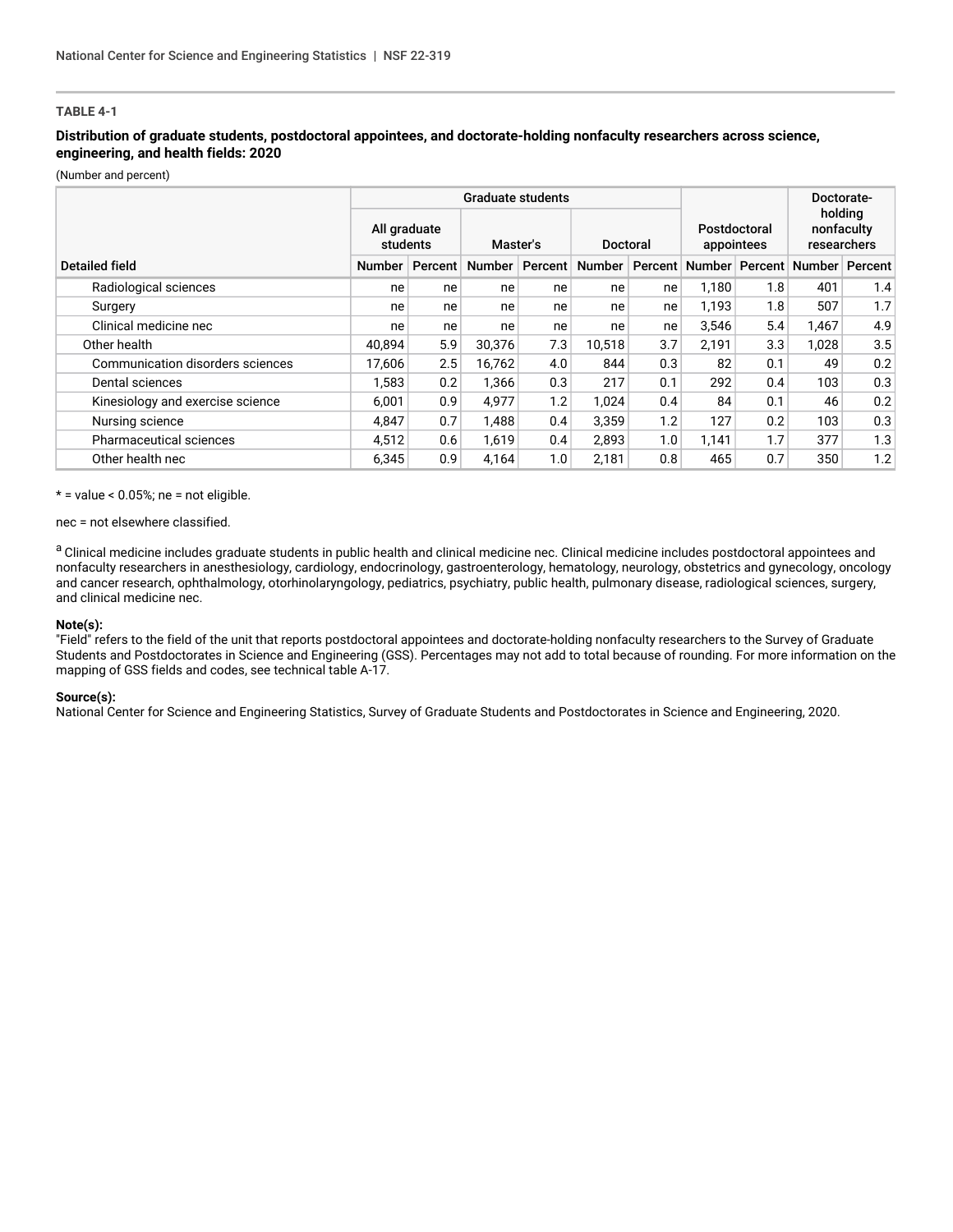**TABLE 4-1**

**Distribution of graduate students, postdoctoral appointees, and doctorate-holding nonfaculty researchers across science, engineering, and health fields: 2020**

(Number and percent)

| Detailed field | Graduate students | | | | | | Postdoctoral appointees | | Doctorate-holding nonfaculty researchers | |
|---|---|---|---|---|---|---|---|---|---|---|
| | All graduate students | | Master's | | Doctoral | | | | | |
| | Number | Percent | Number | Percent | Number | Percent | Number | Percent | Number | Percent |
| Radiological sciences | ne | ne | ne | ne | ne | ne | 1,180 | 1.8 | 401 | 1.4 |
| Surgery | ne | ne | ne | ne | ne | ne | 1,193 | 1.8 | 507 | 1.7 |
| Clinical medicine nec | ne | ne | ne | ne | ne | ne | 3,546 | 5.4 | 1,467 | 4.9 |
| Other health | 40,894 | 5.9 | 30,376 | 7.3 | 10,518 | 3.7 | 2,191 | 3.3 | 1,028 | 3.5 |
| Communication disorders sciences | 17,606 | 2.5 | 16,762 | 4.0 | 844 | 0.3 | 82 | 0.1 | 49 | 0.2 |
| Dental sciences | 1,583 | 0.2 | 1,366 | 0.3 | 217 | 0.1 | 292 | 0.4 | 103 | 0.3 |
| Kinesiology and exercise science | 6,001 | 0.9 | 4,977 | 1.2 | 1,024 | 0.4 | 84 | 0.1 | 46 | 0.2 |
| Nursing science | 4,847 | 0.7 | 1,488 | 0.4 | 3,359 | 1.2 | 127 | 0.2 | 103 | 0.3 |
| Pharmaceutical sciences | 4,512 | 0.6 | 1,619 | 0.4 | 2,893 | 1.0 | 1,141 | 1.7 | 377 | 1.3 |
| Other health nec | 6,345 | 0.9 | 4,164 | 1.0 | 2,181 | 0.8 | 465 | 0.7 | 350 | 1.2 |

* = value < 0.05%; ne = not eligible.

nec = not elsewhere classified.

[a] Clinical medicine includes graduate students in public health and clinical medicine nec. Clinical medicine includes postdoctoral appointees and nonfaculty researchers in anesthesiology, cardiology, endocrinology, gastroenterology, hematology, neurology, obstetrics and gynecology, oncology and cancer research, ophthalmology, otorhinolaryngology, pediatrics, psychiatry, public health, pulmonary disease, radiological sciences, surgery, and clinical medicine nec.

**Note(s):**
"Field" refers to the field of the unit that reports postdoctoral appointees and doctorate-holding nonfaculty researchers to the Survey of Graduate Students and Postdoctorates in Science and Engineering (GSS). Percentages may not add to total because of rounding. For more information on the mapping of GSS fields and codes, see technical table A-17.

**Source(s):**
National Center for Science and Engineering Statistics, Survey of Graduate Students and Postdoctorates in Science and Engineering, 2020.